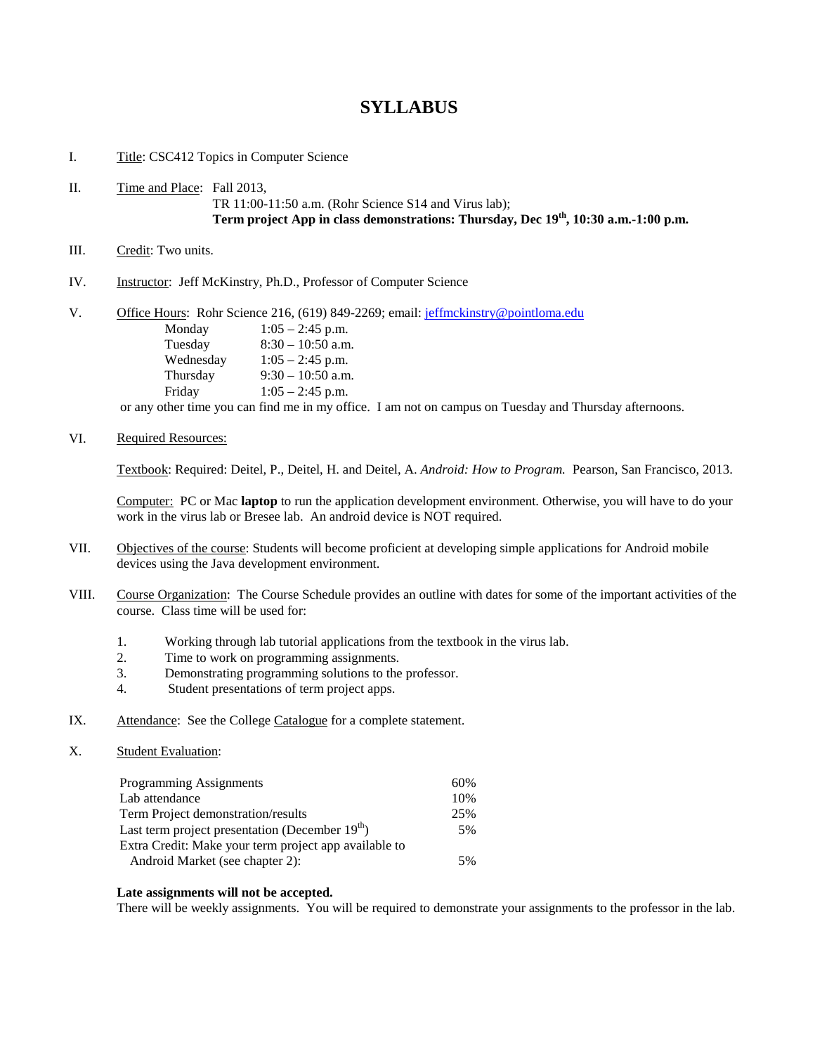# SYLLABUS

I. Title: CSC412 Topics in Computer Science

II. Time and Place: Fall 2013,
TR 11:00-11:50 a.m. (Rohr Science S14 and Virus lab);
**Term project App in class demonstrations: Thursday, Dec 19th, 10:30 a.m.-1:00 p.m.**

III. Credit: Two units.

IV. Instructor: Jeff McKinstry, Ph.D., Professor of Computer Science

V. Office Hours: Rohr Science 216, (619) 849-2269; email: jeffmckinstry@pointloma.edu

| | |
|---|---|
| Monday | 1:05 – 2:45 p.m. |
| Tuesday | 8:30 – 10:50 a.m. |
| Wednesday | 1:05 – 2:45 p.m. |
| Thursday | 9:30 – 10:50 a.m. |
| Friday | 1:05 – 2:45 p.m. |

or any other time you can find me in my office. I am not on campus on Tuesday and Thursday afternoons.

VI. Required Resources:

Textbook: Required: Deitel, P., Deitel, H. and Deitel, A. *Android: How to Program.* Pearson, San Francisco, 2013.

Computer: PC or Mac **laptop** to run the application development environment. Otherwise, you will have to do your work in the virus lab or Bresee lab. An android device is NOT required.

VII. Objectives of the course: Students will become proficient at developing simple applications for Android mobile devices using the Java development environment.

VIII. Course Organization: The Course Schedule provides an outline with dates for some of the important activities of the course. Class time will be used for:

1. Working through lab tutorial applications from the textbook in the virus lab.
2. Time to work on programming assignments.
3. Demonstrating programming solutions to the professor.
4. Student presentations of term project apps.

IX. Attendance: See the College Catalogue for a complete statement.

X. Student Evaluation:

| | |
|---|---|
| Programming Assignments | 60% |
| Lab attendance | 10% |
| Term Project demonstration/results | 25% |
| Last term project presentation (December 19th) | 5% |
| Extra Credit: Make your term project app available to Android Market (see chapter 2): | 5% |

**Late assignments will not be accepted.**
There will be weekly assignments. You will be required to demonstrate your assignments to the professor in the lab.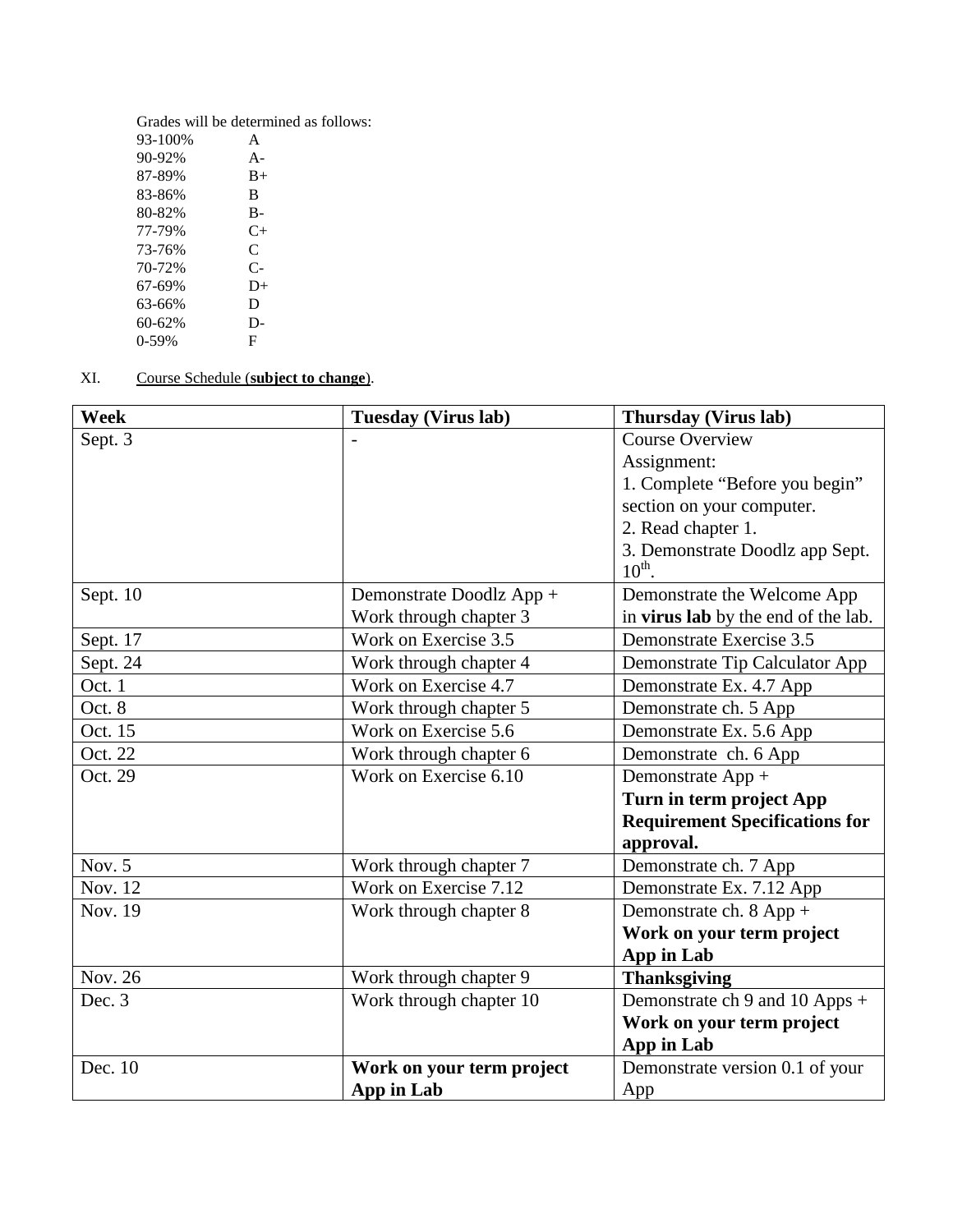Grades will be determined as follows:

| | |
|---|---|
| 93-100% | A |
| 90-92% | A- |
| 87-89% | B+ |
| 83-86% | B |
| 80-82% | B- |
| 77-79% | C+ |
| 73-76% | C |
| 70-72% | C- |
| 67-69% | D+ |
| 63-66% | D |
| 60-62% | D- |
| 0-59% | F |

XI. Course Schedule (**subject to change**).

| Week | Tuesday (Virus lab) | Thursday (Virus lab) |
|---|---|---|
| Sept. 3 | - | Course Overview<br>Assignment:<br>1. Complete "Before you begin" section on your computer.<br>2. Read chapter 1.<br>3. Demonstrate Doodlz app Sept. 10th. |
| Sept. 10 | Demonstrate Doodlz App + Work through chapter 3 | Demonstrate the Welcome App in **virus lab** by the end of the lab. |
| Sept. 17 | Work on Exercise 3.5 | Demonstrate Exercise 3.5 |
| Sept. 24 | Work through chapter 4 | Demonstrate Tip Calculator App |
| Oct. 1 | Work on Exercise 4.7 | Demonstrate Ex. 4.7 App |
| Oct. 8 | Work through chapter 5 | Demonstrate ch. 5 App |
| Oct. 15 | Work on Exercise 5.6 | Demonstrate Ex. 5.6 App |
| Oct. 22 | Work through chapter 6 | Demonstrate ch. 6 App |
| Oct. 29 | Work on Exercise 6.10 | Demonstrate App + **Turn in term project App Requirement Specifications for approval.** |
| Nov. 5 | Work through chapter 7 | Demonstrate ch. 7 App |
| Nov. 12 | Work on Exercise 7.12 | Demonstrate Ex. 7.12 App |
| Nov. 19 | Work through chapter 8 | Demonstrate ch. 8 App + **Work on your term project App in Lab** |
| Nov. 26 | Work through chapter 9 | **Thanksgiving** |
| Dec. 3 | Work through chapter 10 | Demonstrate ch 9 and 10 Apps + **Work on your term project App in Lab** |
| Dec. 10 | **Work on your term project App in Lab** | Demonstrate version 0.1 of your App |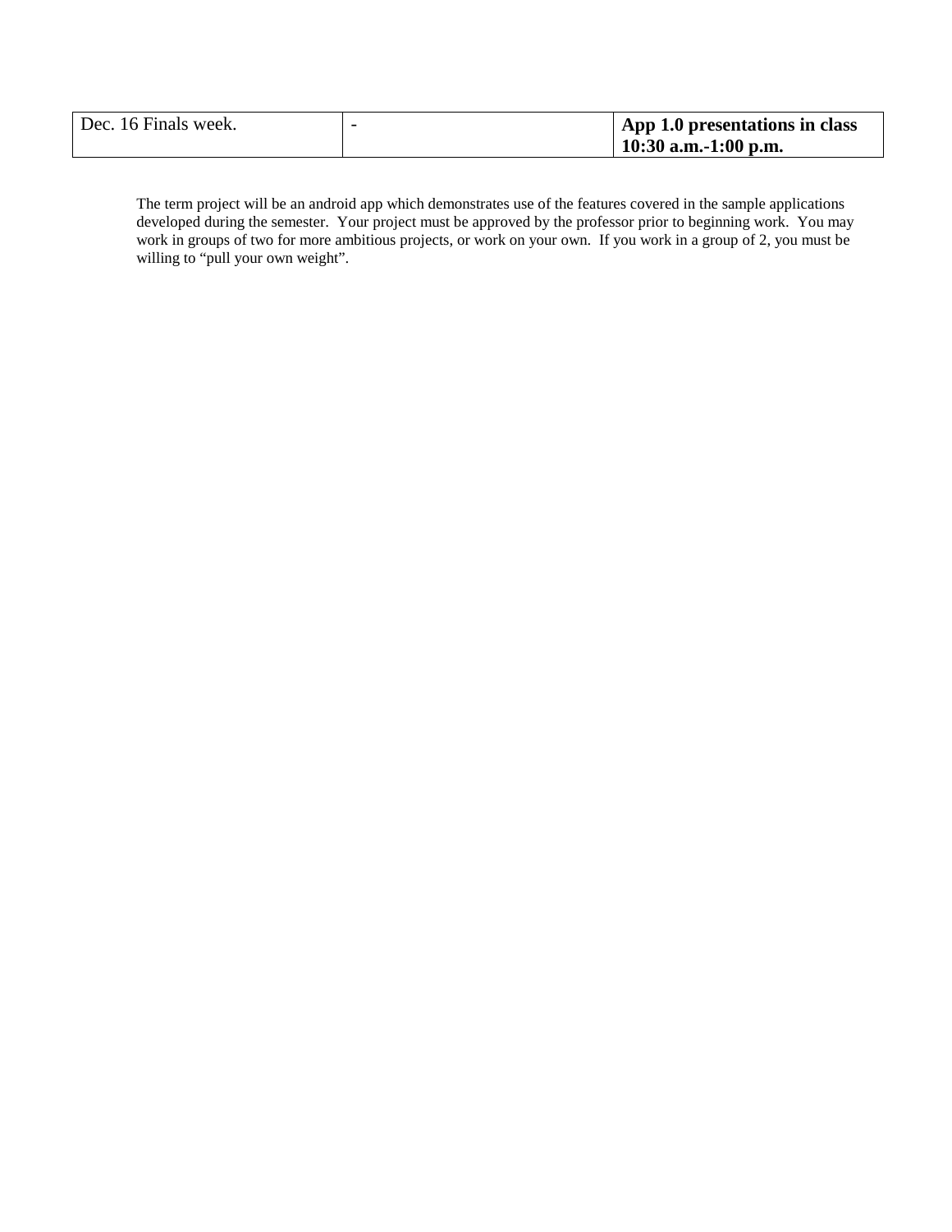| | | |
|---|---|---|
| Dec. 16 Finals week. | - | **App 1.0 presentations in class 10:30 a.m.-1:00 p.m.** |

The term project will be an android app which demonstrates use of the features covered in the sample applications developed during the semester. Your project must be approved by the professor prior to beginning work. You may work in groups of two for more ambitious projects, or work on your own. If you work in a group of 2, you must be willing to "pull your own weight".